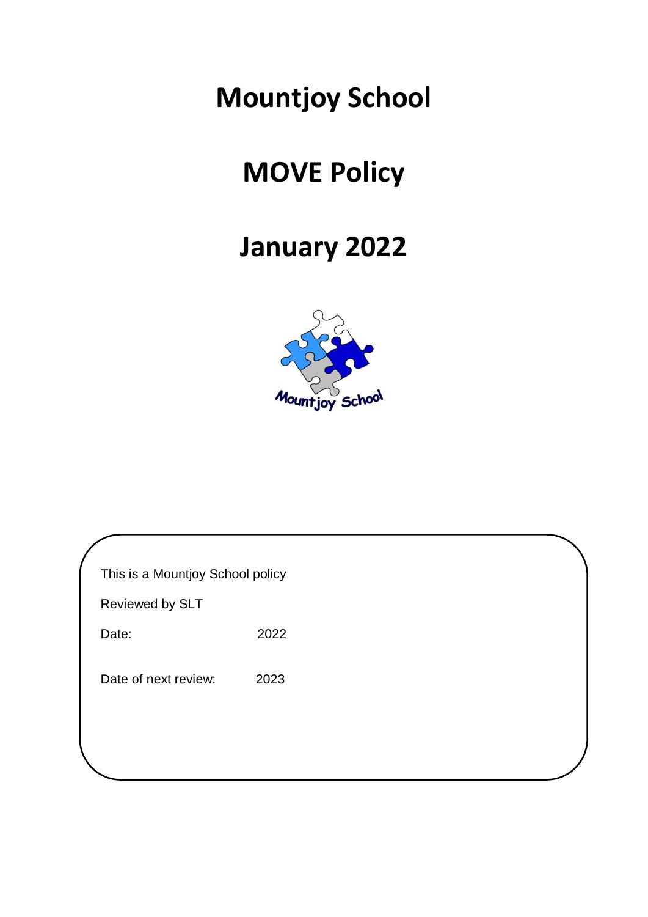# Mountjoy School

# MOVE Policy

# January 2022

This is a Mountjoy School policy

Reviewed by SLT

Date: 2022

Date of next review: 2023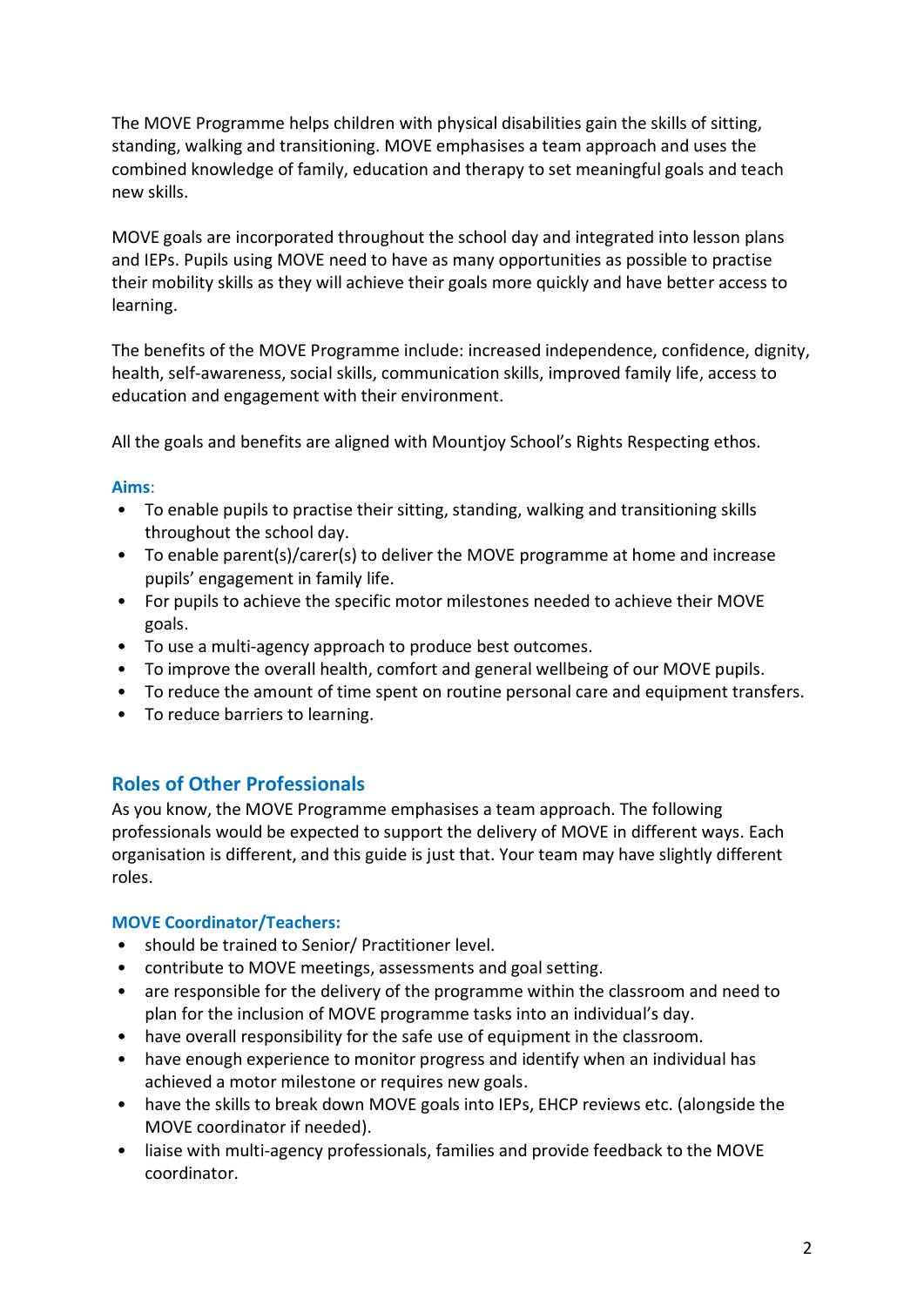The MOVE Programme helps children with physical disabilities gain the skills of sitting, standing, walking and transitioning. MOVE emphasises a team approach and uses the combined knowledge of family, education and therapy to set meaningful goals and teach new skills.

MOVE goals are incorporated throughout the school day and integrated into lesson plans and IEPs. Pupils using MOVE need to have as many opportunities as possible to practise their mobility skills as they will achieve their goals more quickly and have better access to learning.

The benefits of the MOVE Programme include: increased independence, confidence, dignity, health, self-awareness, social skills, communication skills, improved family life, access to education and engagement with their environment.

All the goals and benefits are aligned with Mountjoy School's Rights Respecting ethos.

**Aims**:

- To enable pupils to practise their sitting, standing, walking and transitioning skills throughout the school day.
- To enable parent(s)/carer(s) to deliver the MOVE programme at home and increase pupils' engagement in family life.
- For pupils to achieve the specific motor milestones needed to achieve their MOVE goals.
- To use a multi-agency approach to produce best outcomes.
- To improve the overall health, comfort and general wellbeing of our MOVE pupils.
- To reduce the amount of time spent on routine personal care and equipment transfers.
- To reduce barriers to learning.

## Roles of Other Professionals

As you know, the MOVE Programme emphasises a team approach. The following professionals would be expected to support the delivery of MOVE in different ways. Each organisation is different, and this guide is just that. Your team may have slightly different roles.

**MOVE Coordinator/Teachers:**

- should be trained to Senior/ Practitioner level.
- contribute to MOVE meetings, assessments and goal setting.
- are responsible for the delivery of the programme within the classroom and need to plan for the inclusion of MOVE programme tasks into an individual's day.
- have overall responsibility for the safe use of equipment in the classroom.
- have enough experience to monitor progress and identify when an individual has achieved a motor milestone or requires new goals.
- have the skills to break down MOVE goals into IEPs, EHCP reviews etc. (alongside the MOVE coordinator if needed).
- liaise with multi-agency professionals, families and provide feedback to the MOVE coordinator.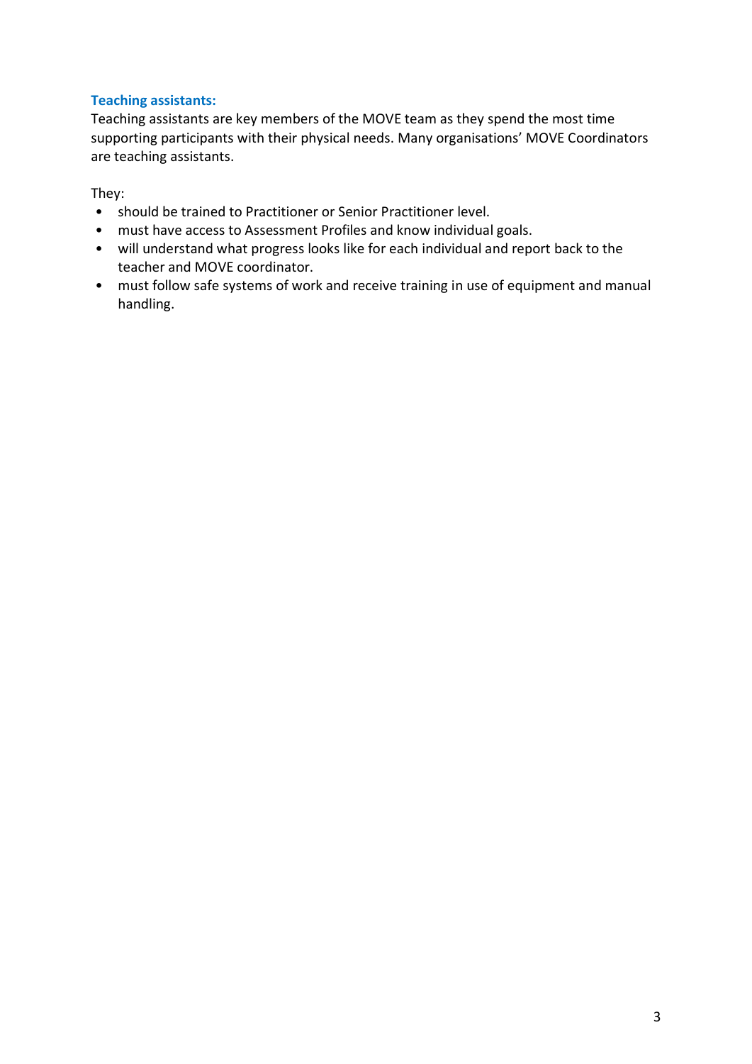### Teaching assistants:

Teaching assistants are key members of the MOVE team as they spend the most time supporting participants with their physical needs. Many organisations' MOVE Coordinators are teaching assistants.

They:

- should be trained to Practitioner or Senior Practitioner level.
- must have access to Assessment Profiles and know individual goals.
- will understand what progress looks like for each individual and report back to the teacher and MOVE coordinator.
- must follow safe systems of work and receive training in use of equipment and manual handling.